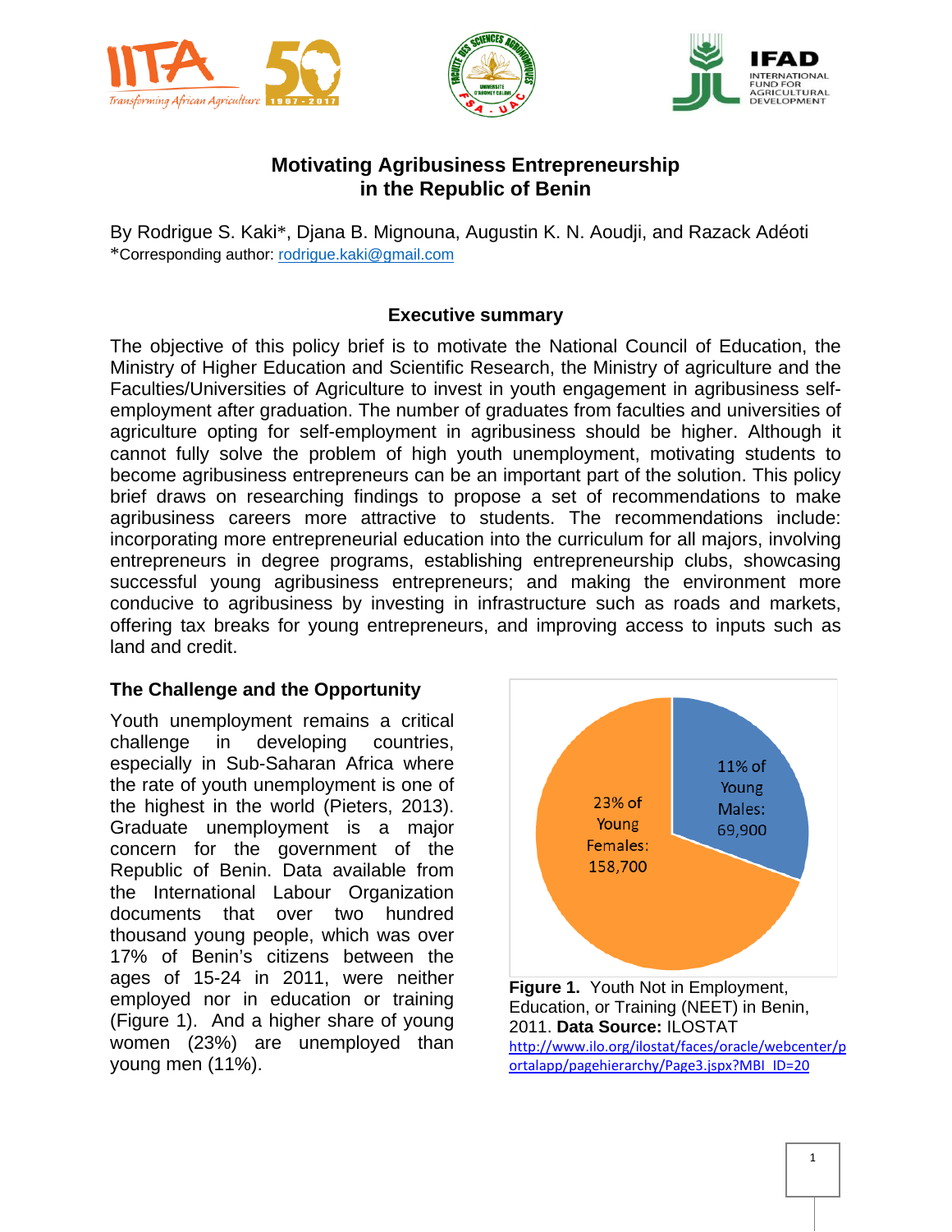# Motivating Agribusiness Entrepreneurship in the Republic of Benin

By Rodrigue S. Kaki*, Djana B. Mignouna, Augustin K. N. Aoudji, and Razack Adéoti
*Corresponding author: rodrigue.kaki@gmail.com

## Executive summary

The objective of this policy brief is to motivate the National Council of Education, the Ministry of Higher Education and Scientific Research, the Ministry of agriculture and the Faculties/Universities of Agriculture to invest in youth engagement in agribusiness self-employment after graduation. The number of graduates from faculties and universities of agriculture opting for self-employment in agribusiness should be higher. Although it cannot fully solve the problem of high youth unemployment, motivating students to become agribusiness entrepreneurs can be an important part of the solution. This policy brief draws on researching findings to propose a set of recommendations to make agribusiness careers more attractive to students. The recommendations include: incorporating more entrepreneurial education into the curriculum for all majors, involving entrepreneurs in degree programs, establishing entrepreneurship clubs, showcasing successful young agribusiness entrepreneurs; and making the environment more conducive to agribusiness by investing in infrastructure such as roads and markets, offering tax breaks for young entrepreneurs, and improving access to inputs such as land and credit.

## The Challenge and the Opportunity

Youth unemployment remains a critical challenge in developing countries, especially in Sub-Saharan Africa where the rate of youth unemployment is one of the highest in the world (Pieters, 2013). Graduate unemployment is a major concern for the government of the Republic of Benin. Data available from the International Labour Organization documents that over two hundred thousand young people, which was over 17% of Benin's citizens between the ages of 15-24 in 2011, were neither employed nor in education or training (Figure 1). And a higher share of young women (23%) are unemployed than young men (11%).

23% of Young Females: 158,700

11% of Young Males: 69,900

**Figure 1.** Youth Not in Employment, Education, or Training (NEET) in Benin, 2011. **Data Source:** ILOSTAT http://www.ilo.org/ilostat/faces/oracle/webcenter/portalapp/pagehierarchy/Page3.jspx?MBI_ID=20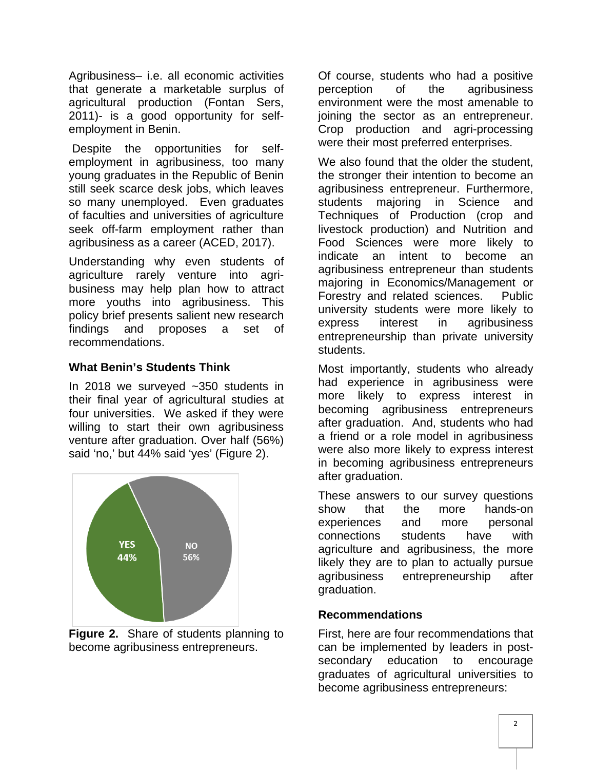Agribusiness– i.e. all economic activities that generate a marketable surplus of agricultural production (Fontan Sers, 2011)- is a good opportunity for self-employment in Benin.

Despite the opportunities for self-employment in agribusiness, too many young graduates in the Republic of Benin still seek scarce desk jobs, which leaves so many unemployed. Even graduates of faculties and universities of agriculture seek off-farm employment rather than agribusiness as a career (ACED, 2017).

Understanding why even students of agriculture rarely venture into agri-business may help plan how to attract more youths into agribusiness. This policy brief presents salient new research findings and proposes a set of recommendations.

### What Benin's Students Think

In 2018 we surveyed ~350 students in their final year of agricultural studies at four universities. We asked if they were willing to start their own agribusiness venture after graduation. Over half (56%) said 'no,' but 44% said 'yes' (Figure 2).

YES 44%

NO 56%

**Figure 2.** Share of students planning to become agribusiness entrepreneurs.

Of course, students who had a positive perception of the agribusiness environment were the most amenable to joining the sector as an entrepreneur. Crop production and agri-processing were their most preferred enterprises.

We also found that the older the student, the stronger their intention to become an agribusiness entrepreneur. Furthermore, students majoring in Science and Techniques of Production (crop and livestock production) and Nutrition and Food Sciences were more likely to indicate an intent to become an agribusiness entrepreneur than students majoring in Economics/Management or Forestry and related sciences. Public university students were more likely to express interest in agribusiness entrepreneurship than private university students.

Most importantly, students who already had experience in agribusiness were more likely to express interest in becoming agribusiness entrepreneurs after graduation. And, students who had a friend or a role model in agribusiness were also more likely to express interest in becoming agribusiness entrepreneurs after graduation.

These answers to our survey questions show that the more hands-on experiences and more personal connections students have with agriculture and agribusiness, the more likely they are to plan to actually pursue agribusiness entrepreneurship after graduation.

### Recommendations

First, here are four recommendations that can be implemented by leaders in post-secondary education to encourage graduates of agricultural universities to become agribusiness entrepreneurs: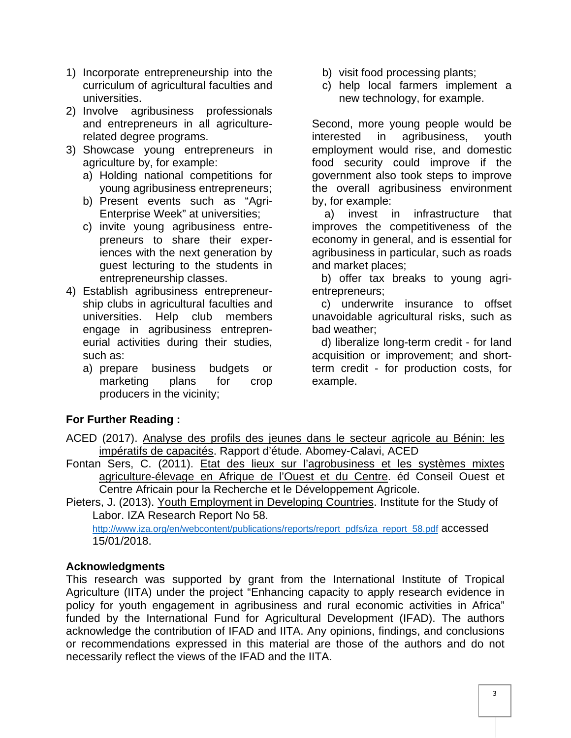1) Incorporate entrepreneurship into the curriculum of agricultural faculties and universities.
2) Involve agribusiness professionals and entrepreneurs in all agriculture-related degree programs.
3) Showcase young entrepreneurs in agriculture by, for example:
   a) Holding national competitions for young agribusiness entrepreneurs;
   b) Present events such as "Agri-Enterprise Week" at universities;
   c) invite young agribusiness entrepreneurs to share their experiences with the next generation by guest lecturing to the students in entrepreneurship classes.
4) Establish agribusiness entrepreneurship clubs in agricultural faculties and universities. Help club members engage in agribusiness entrepreneurial activities during their studies, such as:
   a) prepare business budgets or marketing plans for crop producers in the vicinity;
   b) visit food processing plants;
   c) help local farmers implement a new technology, for example.

Second, more young people would be interested in agribusiness, youth employment would rise, and domestic food security could improve if the government also took steps to improve the overall agribusiness environment by, for example:

a) invest in infrastructure that improves the competitiveness of the economy in general, and is essential for agribusiness in particular, such as roads and market places;

b) offer tax breaks to young agri-entrepreneurs;

c) underwrite insurance to offset unavoidable agricultural risks, such as bad weather;

d) liberalize long-term credit - for land acquisition or improvement; and short-term credit - for production costs, for example.

**For Further Reading :**

ACED (2017). Analyse des profils des jeunes dans le secteur agricole au Bénin: les impératifs de capacités. Rapport d'étude. Abomey-Calavi, ACED

Fontan Sers, C. (2011). Etat des lieux sur l'agrobusiness et les systèmes mixtes agriculture-élevage en Afrique de l'Ouest et du Centre. éd Conseil Ouest et Centre Africain pour la Recherche et le Développement Agricole.

Pieters, J. (2013). Youth Employment in Developing Countries. Institute for the Study of Labor. IZA Research Report No 58. http://www.iza.org/en/webcontent/publications/reports/report_pdfs/iza_report_58.pdf accessed 15/01/2018.

**Acknowledgments**

This research was supported by grant from the International Institute of Tropical Agriculture (IITA) under the project "Enhancing capacity to apply research evidence in policy for youth engagement in agribusiness and rural economic activities in Africa" funded by the International Fund for Agricultural Development (IFAD). The authors acknowledge the contribution of IFAD and IITA. Any opinions, findings, and conclusions or recommendations expressed in this material are those of the authors and do not necessarily reflect the views of the IFAD and the IITA.